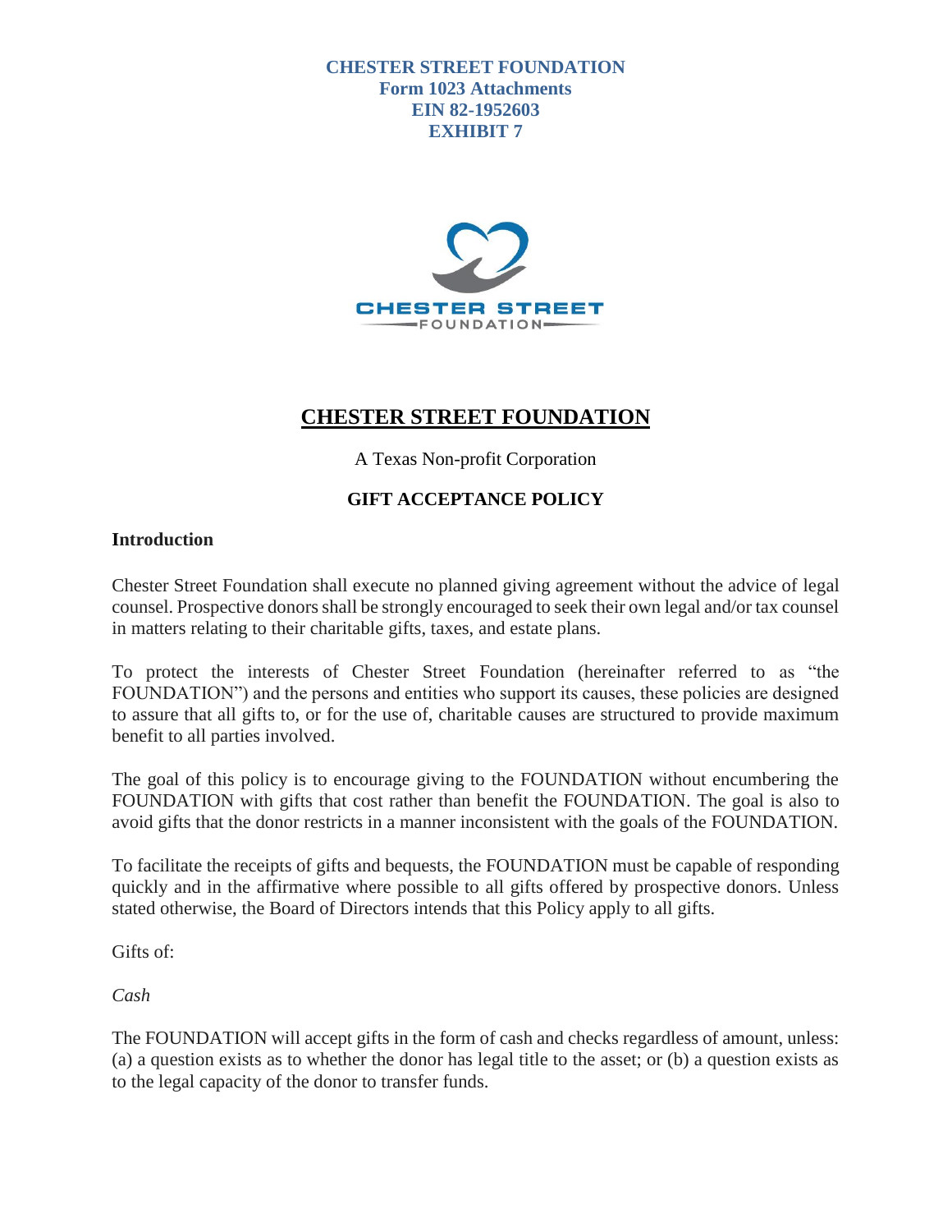**CHESTER STREET FOUNDATION**
**Form 1023 Attachments**
**EIN 82-1952603**
**EXHIBIT 7**

# CHESTER STREET FOUNDATION

A Texas Non-profit Corporation

## GIFT ACCEPTANCE POLICY

### Introduction

Chester Street Foundation shall execute no planned giving agreement without the advice of legal counsel. Prospective donors shall be strongly encouraged to seek their own legal and/or tax counsel in matters relating to their charitable gifts, taxes, and estate plans.

To protect the interests of Chester Street Foundation (hereinafter referred to as "the FOUNDATION") and the persons and entities who support its causes, these policies are designed to assure that all gifts to, or for the use of, charitable causes are structured to provide maximum benefit to all parties involved.

The goal of this policy is to encourage giving to the FOUNDATION without encumbering the FOUNDATION with gifts that cost rather than benefit the FOUNDATION. The goal is also to avoid gifts that the donor restricts in a manner inconsistent with the goals of the FOUNDATION.

To facilitate the receipts of gifts and bequests, the FOUNDATION must be capable of responding quickly and in the affirmative where possible to all gifts offered by prospective donors. Unless stated otherwise, the Board of Directors intends that this Policy apply to all gifts.

Gifts of:

*Cash*

The FOUNDATION will accept gifts in the form of cash and checks regardless of amount, unless: (a) a question exists as to whether the donor has legal title to the asset; or (b) a question exists as to the legal capacity of the donor to transfer funds.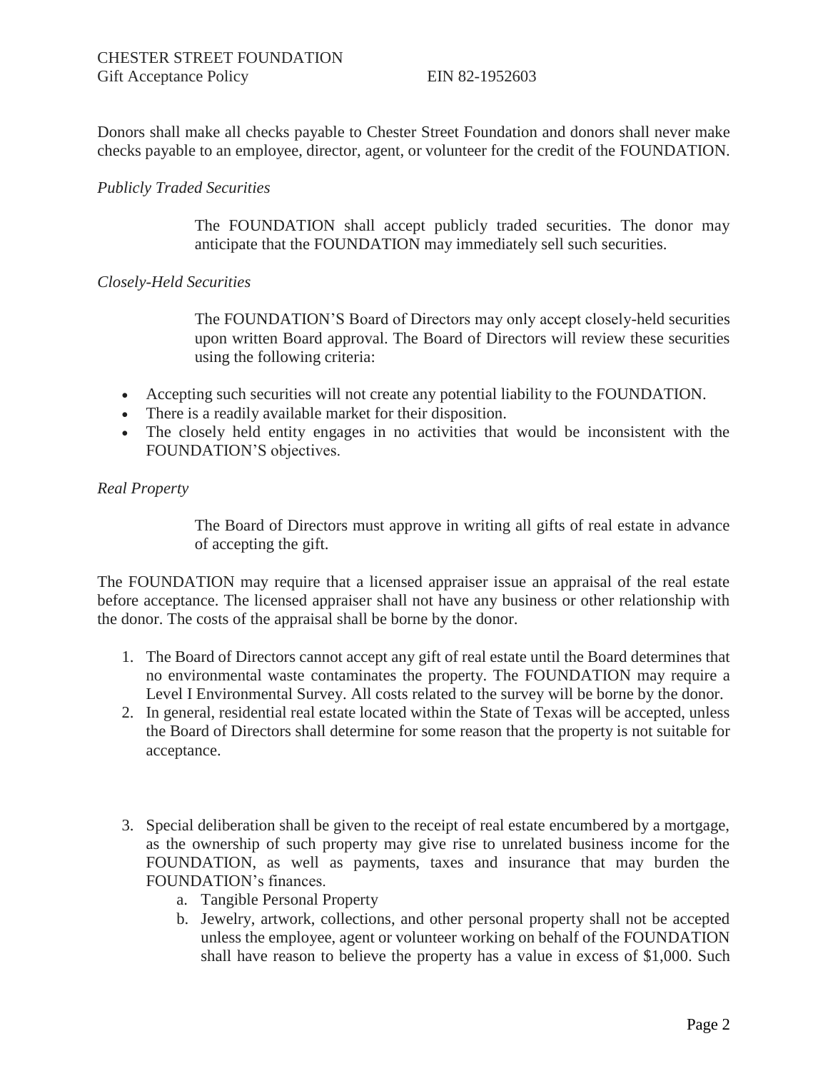Donors shall make all checks payable to Chester Street Foundation and donors shall never make checks payable to an employee, director, agent, or volunteer for the credit of the FOUNDATION.

*Publicly Traded Securities*

> The FOUNDATION shall accept publicly traded securities. The donor may anticipate that the FOUNDATION may immediately sell such securities.

*Closely-Held Securities*

> The FOUNDATION'S Board of Directors may only accept closely-held securities upon written Board approval. The Board of Directors will review these securities using the following criteria:

- Accepting such securities will not create any potential liability to the FOUNDATION.
- There is a readily available market for their disposition.
- The closely held entity engages in no activities that would be inconsistent with the FOUNDATION'S objectives.

*Real Property*

> The Board of Directors must approve in writing all gifts of real estate in advance of accepting the gift.

The FOUNDATION may require that a licensed appraiser issue an appraisal of the real estate before acceptance. The licensed appraiser shall not have any business or other relationship with the donor. The costs of the appraisal shall be borne by the donor.

1. The Board of Directors cannot accept any gift of real estate until the Board determines that no environmental waste contaminates the property. The FOUNDATION may require a Level I Environmental Survey. All costs related to the survey will be borne by the donor.
2. In general, residential real estate located within the State of Texas will be accepted, unless the Board of Directors shall determine for some reason that the property is not suitable for acceptance.
3. Special deliberation shall be given to the receipt of real estate encumbered by a mortgage, as the ownership of such property may give rise to unrelated business income for the FOUNDATION, as well as payments, taxes and insurance that may burden the FOUNDATION's finances.
   a. Tangible Personal Property
   b. Jewelry, artwork, collections, and other personal property shall not be accepted unless the employee, agent or volunteer working on behalf of the FOUNDATION shall have reason to believe the property has a value in excess of $1,000. Such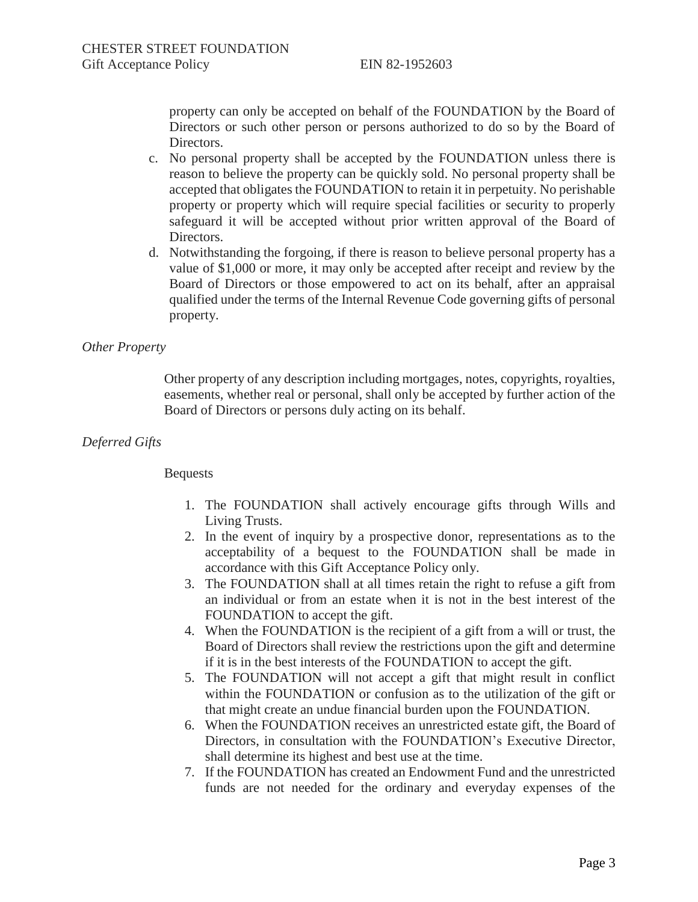property can only be accepted on behalf of the FOUNDATION by the Board of Directors or such other person or persons authorized to do so by the Board of Directors.

c. No personal property shall be accepted by the FOUNDATION unless there is reason to believe the property can be quickly sold. No personal property shall be accepted that obligates the FOUNDATION to retain it in perpetuity. No perishable property or property which will require special facilities or security to properly safeguard it will be accepted without prior written approval of the Board of Directors.
d. Notwithstanding the forgoing, if there is reason to believe personal property has a value of $1,000 or more, it may only be accepted after receipt and review by the Board of Directors or those empowered to act on its behalf, after an appraisal qualified under the terms of the Internal Revenue Code governing gifts of personal property.

*Other Property*

Other property of any description including mortgages, notes, copyrights, royalties, easements, whether real or personal, shall only be accepted by further action of the Board of Directors or persons duly acting on its behalf.

*Deferred Gifts*

Bequests

1. The FOUNDATION shall actively encourage gifts through Wills and Living Trusts.
2. In the event of inquiry by a prospective donor, representations as to the acceptability of a bequest to the FOUNDATION shall be made in accordance with this Gift Acceptance Policy only.
3. The FOUNDATION shall at all times retain the right to refuse a gift from an individual or from an estate when it is not in the best interest of the FOUNDATION to accept the gift.
4. When the FOUNDATION is the recipient of a gift from a will or trust, the Board of Directors shall review the restrictions upon the gift and determine if it is in the best interests of the FOUNDATION to accept the gift.
5. The FOUNDATION will not accept a gift that might result in conflict within the FOUNDATION or confusion as to the utilization of the gift or that might create an undue financial burden upon the FOUNDATION.
6. When the FOUNDATION receives an unrestricted estate gift, the Board of Directors, in consultation with the FOUNDATION's Executive Director, shall determine its highest and best use at the time.
7. If the FOUNDATION has created an Endowment Fund and the unrestricted funds are not needed for the ordinary and everyday expenses of the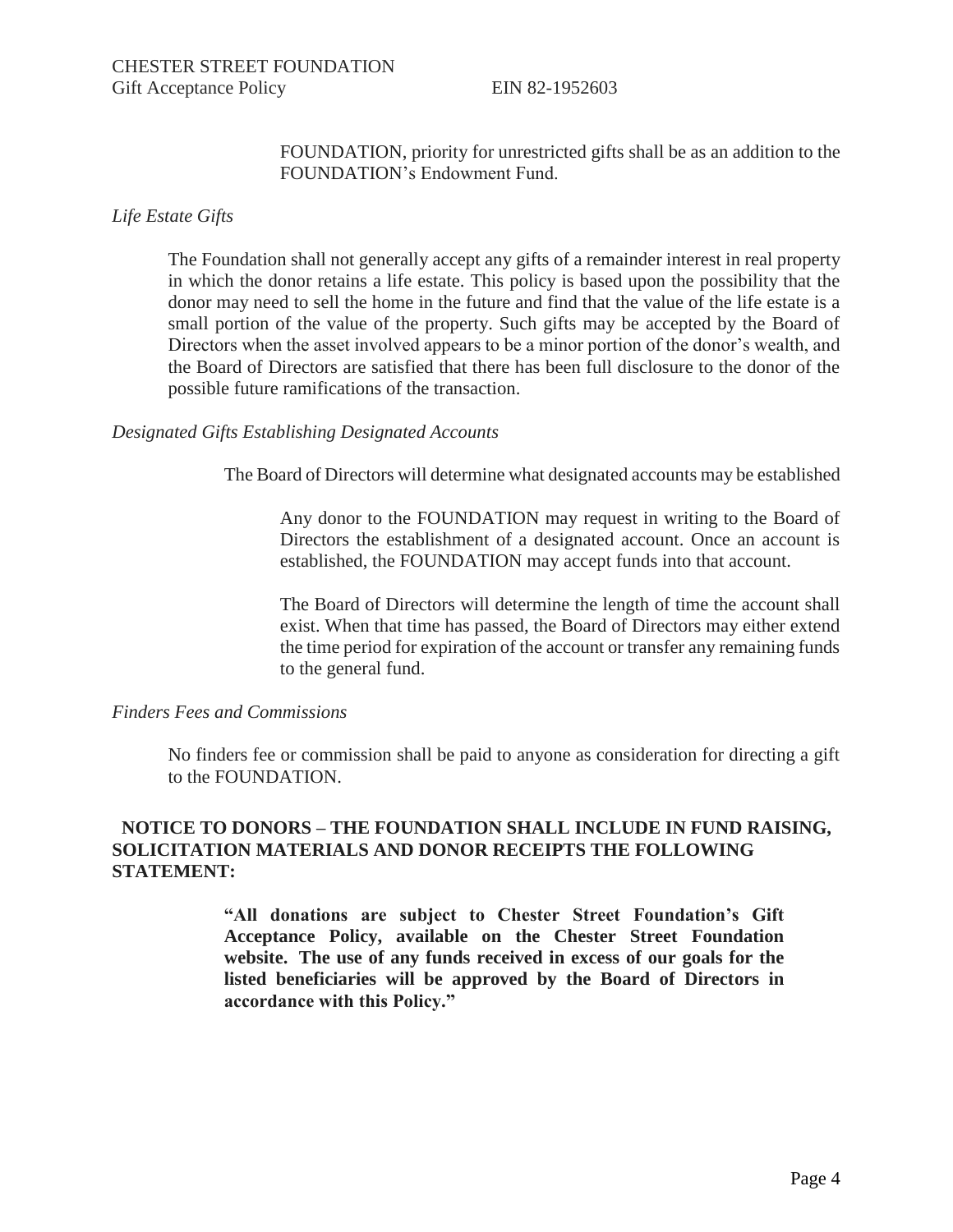FOUNDATION, priority for unrestricted gifts shall be as an addition to the FOUNDATION's Endowment Fund.

*Life Estate Gifts*

The Foundation shall not generally accept any gifts of a remainder interest in real property in which the donor retains a life estate. This policy is based upon the possibility that the donor may need to sell the home in the future and find that the value of the life estate is a small portion of the value of the property. Such gifts may be accepted by the Board of Directors when the asset involved appears to be a minor portion of the donor's wealth, and the Board of Directors are satisfied that there has been full disclosure to the donor of the possible future ramifications of the transaction.

*Designated Gifts Establishing Designated Accounts*

The Board of Directors will determine what designated accounts may be established

Any donor to the FOUNDATION may request in writing to the Board of Directors the establishment of a designated account. Once an account is established, the FOUNDATION may accept funds into that account.

The Board of Directors will determine the length of time the account shall exist. When that time has passed, the Board of Directors may either extend the time period for expiration of the account or transfer any remaining funds to the general fund.

*Finders Fees and Commissions*

No finders fee or commission shall be paid to anyone as consideration for directing a gift to the FOUNDATION.

**NOTICE TO DONORS – THE FOUNDATION SHALL INCLUDE IN FUND RAISING, SOLICITATION MATERIALS AND DONOR RECEIPTS THE FOLLOWING STATEMENT:**

**"All donations are subject to Chester Street Foundation's Gift Acceptance Policy, available on the Chester Street Foundation website. The use of any funds received in excess of our goals for the listed beneficiaries will be approved by the Board of Directors in accordance with this Policy."**